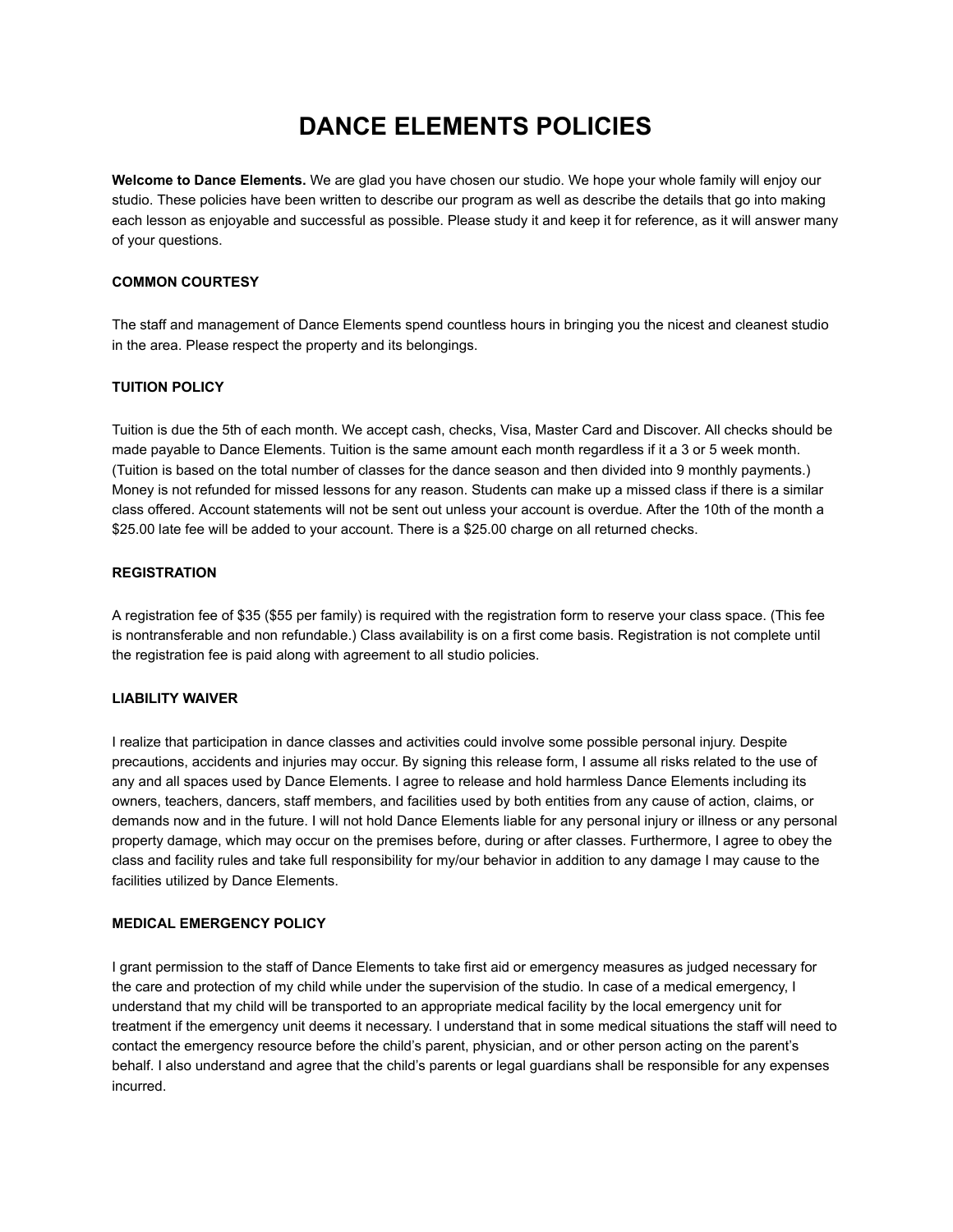# DANCE ELEMENTS POLICIES

**Welcome to Dance Elements.** We are glad you have chosen our studio. We hope your whole family will enjoy our studio. These policies have been written to describe our program as well as describe the details that go into making each lesson as enjoyable and successful as possible. Please study it and keep it for reference, as it will answer many of your questions.

### COMMON COURTESY

The staff and management of Dance Elements spend countless hours in bringing you the nicest and cleanest studio in the area. Please respect the property and its belongings.

### TUITION POLICY

Tuition is due the 5th of each month. We accept cash, checks, Visa, Master Card and Discover. All checks should be made payable to Dance Elements. Tuition is the same amount each month regardless if it a 3 or 5 week month. (Tuition is based on the total number of classes for the dance season and then divided into 9 monthly payments.) Money is not refunded for missed lessons for any reason. Students can make up a missed class if there is a similar class offered. Account statements will not be sent out unless your account is overdue. After the 10th of the month a $25.00 late fee will be added to your account. There is a $25.00 charge on all returned checks.

### REGISTRATION

A registration fee of $35 ($55 per family) is required with the registration form to reserve your class space. (This fee is nontransferable and non refundable.) Class availability is on a first come basis. Registration is not complete until the registration fee is paid along with agreement to all studio policies.

### LIABILITY WAIVER

I realize that participation in dance classes and activities could involve some possible personal injury. Despite precautions, accidents and injuries may occur. By signing this release form, I assume all risks related to the use of any and all spaces used by Dance Elements. I agree to release and hold harmless Dance Elements including its owners, teachers, dancers, staff members, and facilities used by both entities from any cause of action, claims, or demands now and in the future. I will not hold Dance Elements liable for any personal injury or illness or any personal property damage, which may occur on the premises before, during or after classes. Furthermore, I agree to obey the class and facility rules and take full responsibility for my/our behavior in addition to any damage I may cause to the facilities utilized by Dance Elements.

### MEDICAL EMERGENCY POLICY

I grant permission to the staff of Dance Elements to take first aid or emergency measures as judged necessary for the care and protection of my child while under the supervision of the studio. In case of a medical emergency, I understand that my child will be transported to an appropriate medical facility by the local emergency unit for treatment if the emergency unit deems it necessary. I understand that in some medical situations the staff will need to contact the emergency resource before the child's parent, physician, and or other person acting on the parent's behalf. I also understand and agree that the child's parents or legal guardians shall be responsible for any expenses incurred.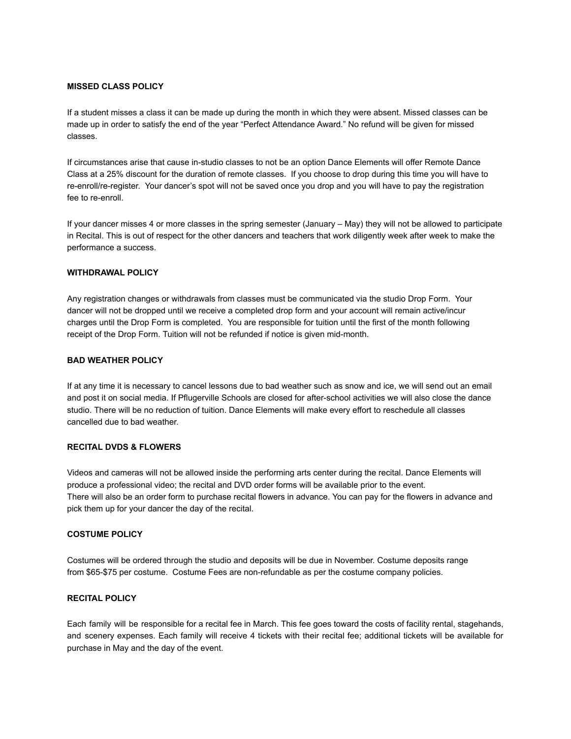**MISSED CLASS POLICY**

If a student misses a class it can be made up during the month in which they were absent. Missed classes can be made up in order to satisfy the end of the year "Perfect Attendance Award." No refund will be given for missed classes.

If circumstances arise that cause in-studio classes to not be an option Dance Elements will offer Remote Dance Class at a 25% discount for the duration of remote classes. If you choose to drop during this time you will have to re-enroll/re-register. Your dancer's spot will not be saved once you drop and you will have to pay the registration fee to re-enroll.

If your dancer misses 4 or more classes in the spring semester (January – May) they will not be allowed to participate in Recital. This is out of respect for the other dancers and teachers that work diligently week after week to make the performance a success.

**WITHDRAWAL POLICY**

Any registration changes or withdrawals from classes must be communicated via the studio Drop Form. Your dancer will not be dropped until we receive a completed drop form and your account will remain active/incur charges until the Drop Form is completed. You are responsible for tuition until the first of the month following receipt of the Drop Form. Tuition will not be refunded if notice is given mid-month.

**BAD WEATHER POLICY**

If at any time it is necessary to cancel lessons due to bad weather such as snow and ice, we will send out an email and post it on social media. If Pflugerville Schools are closed for after-school activities we will also close the dance studio. There will be no reduction of tuition. Dance Elements will make every effort to reschedule all classes cancelled due to bad weather.

**RECITAL DVDS & FLOWERS**

Videos and cameras will not be allowed inside the performing arts center during the recital. Dance Elements will produce a professional video; the recital and DVD order forms will be available prior to the event.
There will also be an order form to purchase recital flowers in advance. You can pay for the flowers in advance and pick them up for your dancer the day of the recital.

**COSTUME POLICY**

Costumes will be ordered through the studio and deposits will be due in November. Costume deposits range from $65-$75 per costume. Costume Fees are non-refundable as per the costume company policies.

**RECITAL POLICY**

Each family will be responsible for a recital fee in March. This fee goes toward the costs of facility rental, stagehands, and scenery expenses. Each family will receive 4 tickets with their recital fee; additional tickets will be available for purchase in May and the day of the event.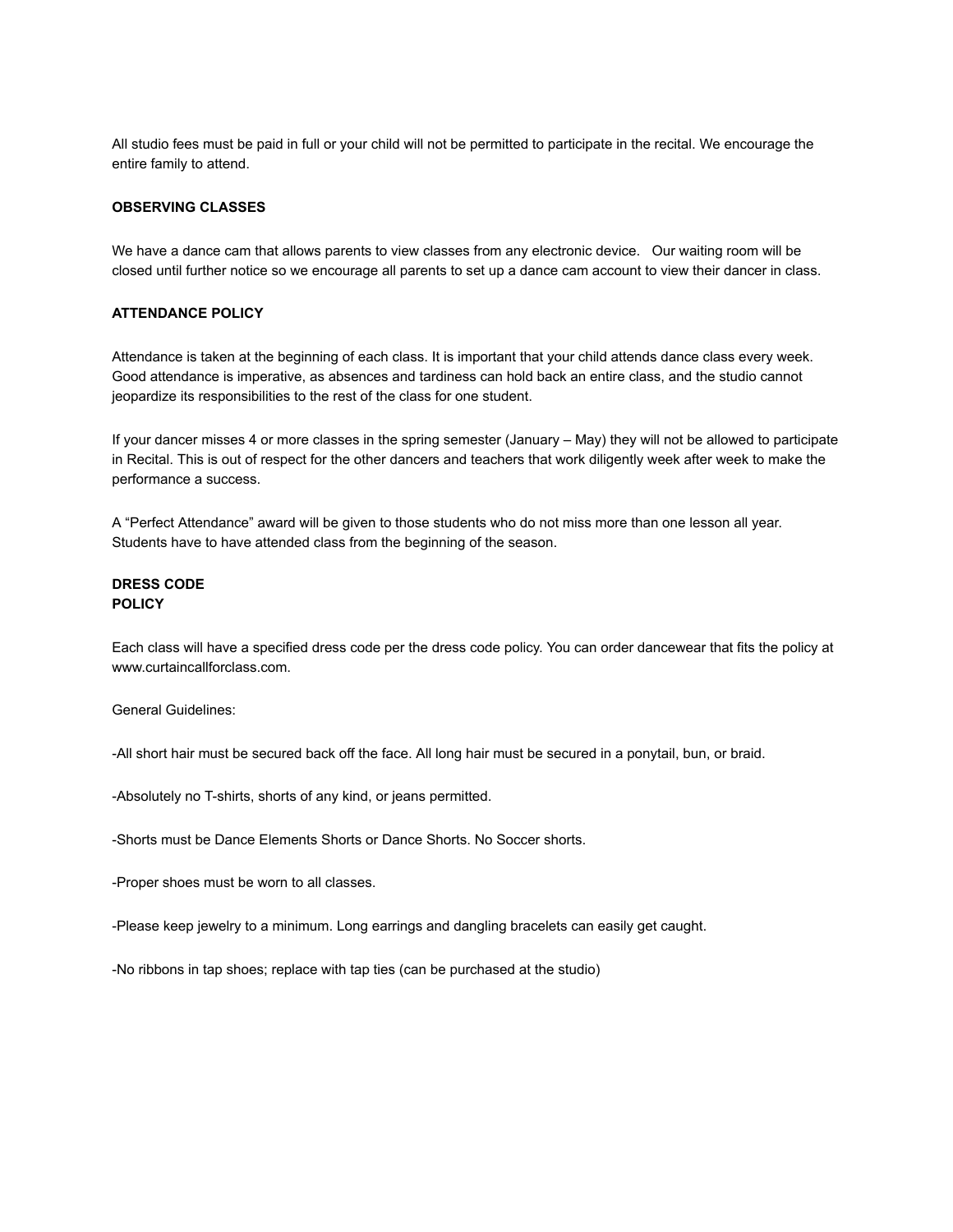All studio fees must be paid in full or your child will not be permitted to participate in the recital. We encourage the entire family to attend.

**OBSERVING CLASSES**

We have a dance cam that allows parents to view classes from any electronic device. Our waiting room will be closed until further notice so we encourage all parents to set up a dance cam account to view their dancer in class.

**ATTENDANCE POLICY**

Attendance is taken at the beginning of each class. It is important that your child attends dance class every week. Good attendance is imperative, as absences and tardiness can hold back an entire class, and the studio cannot jeopardize its responsibilities to the rest of the class for one student.

If your dancer misses 4 or more classes in the spring semester (January – May) they will not be allowed to participate in Recital. This is out of respect for the other dancers and teachers that work diligently week after week to make the performance a success.

A "Perfect Attendance" award will be given to those students who do not miss more than one lesson all year. Students have to have attended class from the beginning of the season.

**DRESS CODE POLICY**

Each class will have a specified dress code per the dress code policy. You can order dancewear that fits the policy at www.curtaincallforclass.com.

General Guidelines:

-All short hair must be secured back off the face. All long hair must be secured in a ponytail, bun, or braid.

-Absolutely no T-shirts, shorts of any kind, or jeans permitted.

-Shorts must be Dance Elements Shorts or Dance Shorts. No Soccer shorts.

-Proper shoes must be worn to all classes.

-Please keep jewelry to a minimum. Long earrings and dangling bracelets can easily get caught.

-No ribbons in tap shoes; replace with tap ties (can be purchased at the studio)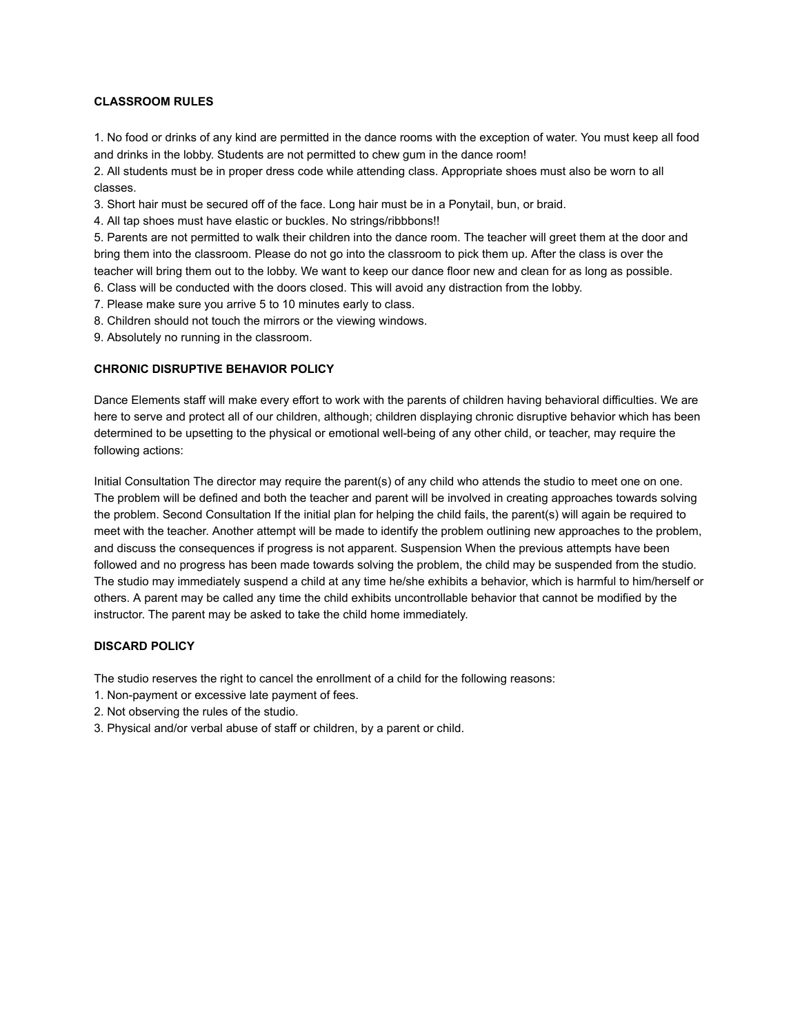**CLASSROOM RULES**

1. No food or drinks of any kind are permitted in the dance rooms with the exception of water. You must keep all food and drinks in the lobby. Students are not permitted to chew gum in the dance room!
2. All students must be in proper dress code while attending class. Appropriate shoes must also be worn to all classes.
3. Short hair must be secured off of the face. Long hair must be in a Ponytail, bun, or braid.
4. All tap shoes must have elastic or buckles. No strings/ribbbons!!
5. Parents are not permitted to walk their children into the dance room. The teacher will greet them at the door and bring them into the classroom. Please do not go into the classroom to pick them up. After the class is over the teacher will bring them out to the lobby. We want to keep our dance floor new and clean for as long as possible.
6. Class will be conducted with the doors closed. This will avoid any distraction from the lobby.
7. Please make sure you arrive 5 to 10 minutes early to class.
8. Children should not touch the mirrors or the viewing windows.
9. Absolutely no running in the classroom.

**CHRONIC DISRUPTIVE BEHAVIOR POLICY**

Dance Elements staff will make every effort to work with the parents of children having behavioral difficulties. We are here to serve and protect all of our children, although; children displaying chronic disruptive behavior which has been determined to be upsetting to the physical or emotional well-being of any other child, or teacher, may require the following actions:

Initial Consultation The director may require the parent(s) of any child who attends the studio to meet one on one. The problem will be defined and both the teacher and parent will be involved in creating approaches towards solving the problem. Second Consultation If the initial plan for helping the child fails, the parent(s) will again be required to meet with the teacher. Another attempt will be made to identify the problem outlining new approaches to the problem, and discuss the consequences if progress is not apparent. Suspension When the previous attempts have been followed and no progress has been made towards solving the problem, the child may be suspended from the studio. The studio may immediately suspend a child at any time he/she exhibits a behavior, which is harmful to him/herself or others. A parent may be called any time the child exhibits uncontrollable behavior that cannot be modified by the instructor. The parent may be asked to take the child home immediately.

**DISCARD POLICY**

The studio reserves the right to cancel the enrollment of a child for the following reasons:
1. Non-payment or excessive late payment of fees.
2. Not observing the rules of the studio.
3. Physical and/or verbal abuse of staff or children, by a parent or child.